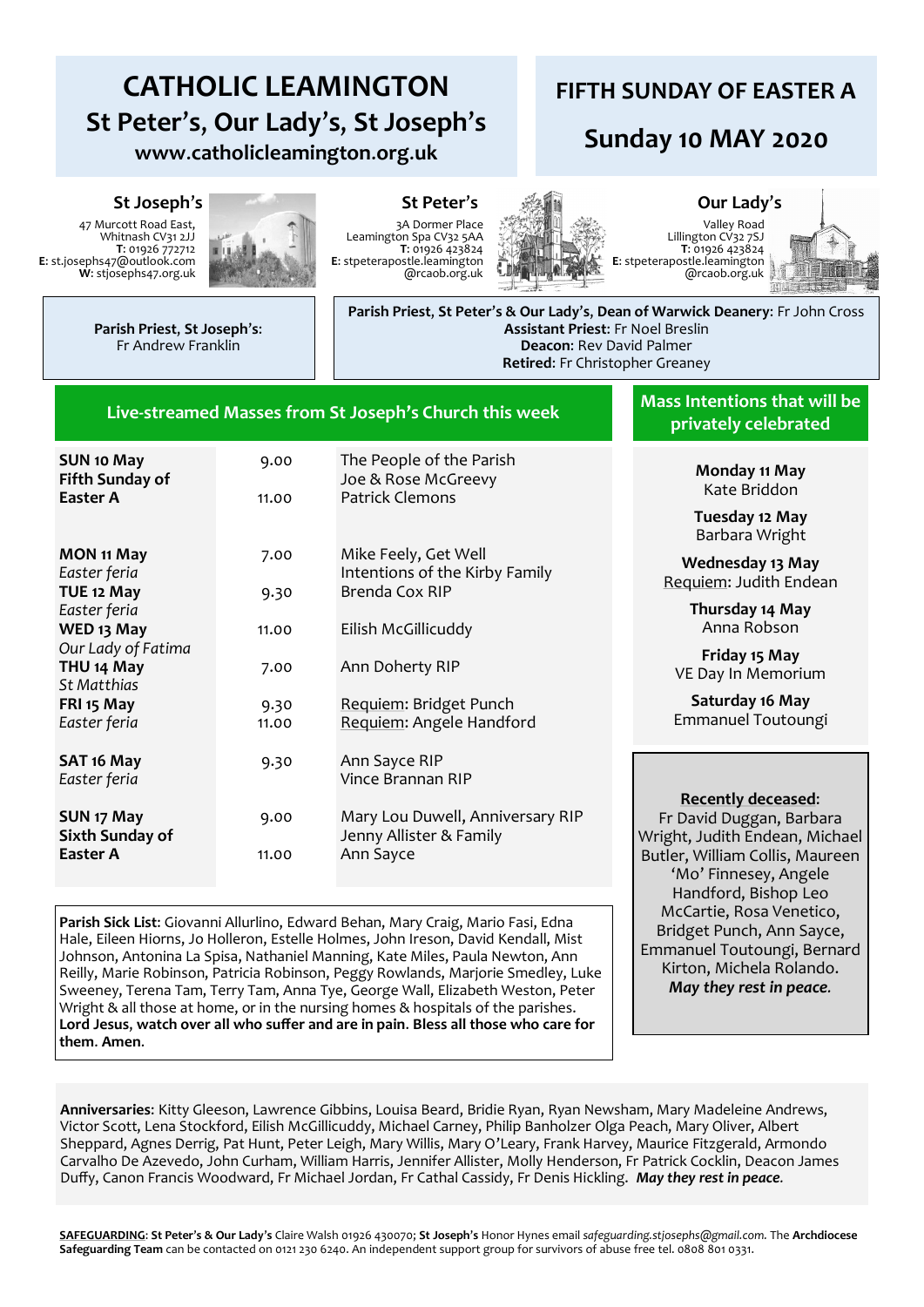# CATHOLIC LEAMINGTON

## St Peter's, Our Lady's, St Joseph's

**www.catholicleamington.org.uk**

## FIFTH SUNDAY OF EASTER A

## Sunday 10 MAY 2020

### St Joseph's

47 Murcott Road East, Whitnash CV31 2JJ
**T**: 01926 772712
**E**: st.josephs47@outlook.com
**W**: stjosephs47.org.uk

### St Peter's

3A Dormer Place
Leamington Spa CV32 5AA
**T**: 01926 423824
**E**: stpeterapostle.leamington@rcaob.org.uk

### Our Lady's

Valley Road
Lillington CV32 7SJ
**T**: 01926 423824
**E**: stpeterapostle.leamington@rcaob.org.uk

**Parish Priest, St Joseph's:** Fr Andrew Franklin

**Parish Priest, St Peter's & Our Lady's, Dean of Warwick Deanery**: Fr John Cross
**Assistant Priest**: Fr Noel Breslin
**Deacon**: Rev David Palmer
**Retired**: Fr Christopher Greaney

## Live-streamed Masses from St Joseph's Church this week

| Day | Time | Intention |
|---|---|---|
| **SUN 10 May** **Fifth Sunday of Easter A** | 9.00 | The People of the Parish<br>Joe & Rose McGreevy |
| | 11.00 | Patrick Clemons |
| **MON 11 May** *Easter feria* | 7.00 | Mike Feely, Get Well<br>Intentions of the Kirby Family |
| **TUE 12 May** *Easter feria* | 9.30 | Brenda Cox RIP |
| **WED 13 May** *Our Lady of Fatima* | 11.00 | Eilish McGillicuddy |
| **THU 14 May** *St Matthias* | 7.00 | Ann Doherty RIP |
| **FRI 15 May** *Easter feria* | 9.30 | Requiem: Bridget Punch |
| | 11.00 | Requiem: Angele Handford |
| **SAT 16 May** *Easter feria* | 9.30 | Ann Sayce RIP<br>Vince Brannan RIP |
| **SUN 17 May** **Sixth Sunday of Easter A** | 9.00 | Mary Lou Duwell, Anniversary RIP<br>Jenny Allister & Family |
| | 11.00 | Ann Sayce |

## Mass Intentions that will be privately celebrated

**Monday 11 May**
Kate Briddon

**Tuesday 12 May**
Barbara Wright

**Wednesday 13 May**
Requiem: Judith Endean

**Thursday 14 May**
Anna Robson

**Friday 15 May**
VE Day In Memorium

**Saturday 16 May**
Emmanuel Toutoungi

**Parish Sick List**: Giovanni Allurlino, Edward Behan, Mary Craig, Mario Fasi, Edna Hale, Eileen Hiorns, Jo Holleron, Estelle Holmes, John Ireson, David Kendall, Mist Johnson, Antonina La Spisa, Nathaniel Manning, Kate Miles, Paula Newton, Ann Reilly, Marie Robinson, Patricia Robinson, Peggy Rowlands, Marjorie Smedley, Luke Sweeney, Terena Tam, Terry Tam, Anna Tye, George Wall, Elizabeth Weston, Peter Wright & all those at home, or in the nursing homes & hospitals of the parishes.
**Lord Jesus, watch over all who suffer and are in pain. Bless all those who care for them. Amen.**

**Recently deceased**:
Fr David Duggan, Barbara Wright, Judith Endean, Michael Butler, William Collis, Maureen 'Mo' Finnesey, Angele Handford, Bishop Leo McCartie, Rosa Venetico, Bridget Punch, Ann Sayce, Emmanuel Toutoungi, Bernard Kirton, Michela Rolando.
***May they rest in peace.***

**Anniversaries**: Kitty Gleeson, Lawrence Gibbins, Louisa Beard, Bridie Ryan, Ryan Newsham, Mary Madeleine Andrews, Victor Scott, Lena Stockford, Eilish McGillicuddy, Michael Carney, Philip Banholzer Olga Peach, Mary Oliver, Albert Sheppard, Agnes Derrig, Pat Hunt, Peter Leigh, Mary Willis, Mary O'Leary, Frank Harvey, Maurice Fitzgerald, Armondo Carvalho De Azevedo, John Curham, William Harris, Jennifer Allister, Molly Henderson, Fr Patrick Cocklin, Deacon James Duffy, Canon Francis Woodward, Fr Michael Jordan, Fr Cathal Cassidy, Fr Denis Hickling. ***May they rest in peace.***

**SAFEGUARDING**: **St Peter's & Our Lady's** Claire Walsh 01926 430070; **St Joseph's** Honor Hynes email *safeguarding.stjosephs@gmail.com*. The **Archdiocese Safeguarding Team** can be contacted on 0121 230 6240. An independent support group for survivors of abuse free tel. 0808 801 0331.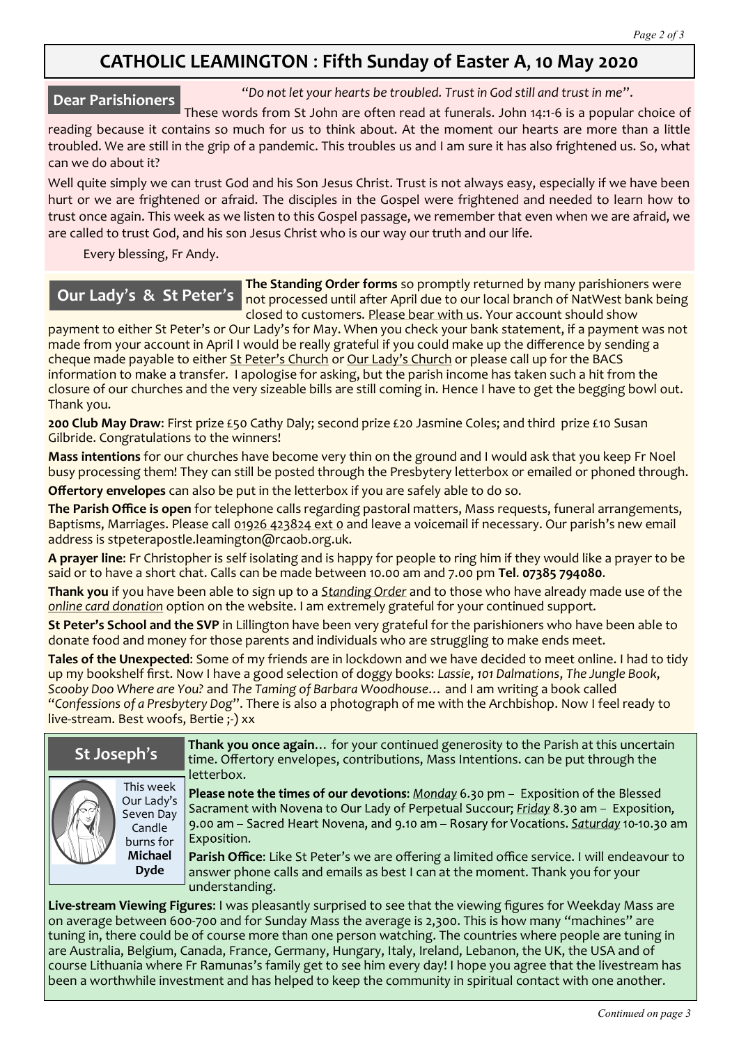# CATHOLIC LEAMINGTON : Fifth Sunday of Easter A, 10 May 2020

## Dear Parishioners

*"Do not let your hearts be troubled. Trust in God still and trust in me".* These words from St John are often read at funerals. John 14:1-6 is a popular choice of reading because it contains so much for us to think about. At the moment our hearts are more than a little troubled. We are still in the grip of a pandemic. This troubles us and I am sure it has also frightened us. So, what can we do about it?

Well quite simply we can trust God and his Son Jesus Christ. Trust is not always easy, especially if we have been hurt or we are frightened or afraid. The disciples in the Gospel were frightened and needed to learn how to trust once again. This week as we listen to this Gospel passage, we remember that even when we are afraid, we are called to trust God, and his son Jesus Christ who is our way our truth and our life.

Every blessing, Fr Andy.

## Our Lady's & St Peter's

**The Standing Order forms** so promptly returned by many parishioners were not processed until after April due to our local branch of NatWest bank being closed to customers. Please bear with us. Your account should show payment to either St Peter's or Our Lady's for May. When you check your bank statement, if a payment was not made from your account in April I would be really grateful if you could make up the difference by sending a cheque made payable to either St Peter's Church or Our Lady's Church or please call up for the BACS information to make a transfer. I apologise for asking, but the parish income has taken such a hit from the closure of our churches and the very sizeable bills are still coming in. Hence I have to get the begging bowl out. Thank you.

**200 Club May Draw**: First prize £50 Cathy Daly; second prize £20 Jasmine Coles; and third prize £10 Susan Gilbride. Congratulations to the winners!

**Mass intentions** for our churches have become very thin on the ground and I would ask that you keep Fr Noel busy processing them! They can still be posted through the Presbytery letterbox or emailed or phoned through.

**Offertory envelopes** can also be put in the letterbox if you are safely able to do so.

**The Parish Office is open** for telephone calls regarding pastoral matters, Mass requests, funeral arrangements, Baptisms, Marriages. Please call 01926 423824 ext 0 and leave a voicemail if necessary. Our parish's new email address is stpeterapostle.leamington@rcaob.org.uk.

**A prayer line**: Fr Christopher is self isolating and is happy for people to ring him if they would like a prayer to be said or to have a short chat. Calls can be made between 10.00 am and 7.00 pm **Tel. 07385 794080**.

**Thank you** if you have been able to sign up to a *Standing Order* and to those who have already made use of the *online card donation* option on the website. I am extremely grateful for your continued support.

**St Peter's School and the SVP** in Lillington have been very grateful for the parishioners who have been able to donate food and money for those parents and individuals who are struggling to make ends meet.

**Tales of the Unexpected**: Some of my friends are in lockdown and we have decided to meet online. I had to tidy up my bookshelf first. Now I have a good selection of doggy books: *Lassie*, *101 Dalmations*, *The Jungle Book*, *Scooby Doo Where are You?* and *The Taming of Barbara Woodhouse*… and I am writing a book called "*Confessions of a Presbytery Dog*". There is also a photograph of me with the Archbishop. Now I feel ready to live-stream. Best woofs, Bertie ;-) xx

## St Joseph's

This week Our Lady's Seven Day Candle burns for **Michael Dyde**

**Thank you once again**… for your continued generosity to the Parish at this uncertain time. Offertory envelopes, contributions, Mass Intentions. can be put through the letterbox.

**Please note the times of our devotions**: *Monday* 6.30 pm – Exposition of the Blessed Sacrament with Novena to Our Lady of Perpetual Succour; *Friday* 8.30 am – Exposition, 9.00 am – Sacred Heart Novena, and 9.10 am – Rosary for Vocations. *Saturday* 10-10.30 am Exposition.

**Parish Office**: Like St Peter's we are offering a limited office service. I will endeavour to answer phone calls and emails as best I can at the moment. Thank you for your understanding.

**Live-stream Viewing Figures**: I was pleasantly surprised to see that the viewing figures for Weekday Mass are on average between 600-700 and for Sunday Mass the average is 2,300. This is how many "machines" are tuning in, there could be of course more than one person watching. The countries where people are tuning in are Australia, Belgium, Canada, France, Germany, Hungary, Italy, Ireland, Lebanon, the UK, the USA and of course Lithuania where Fr Ramunas's family get to see him every day! I hope you agree that the livestream has been a worthwhile investment and has helped to keep the community in spiritual contact with one another.

*Continued on page 3*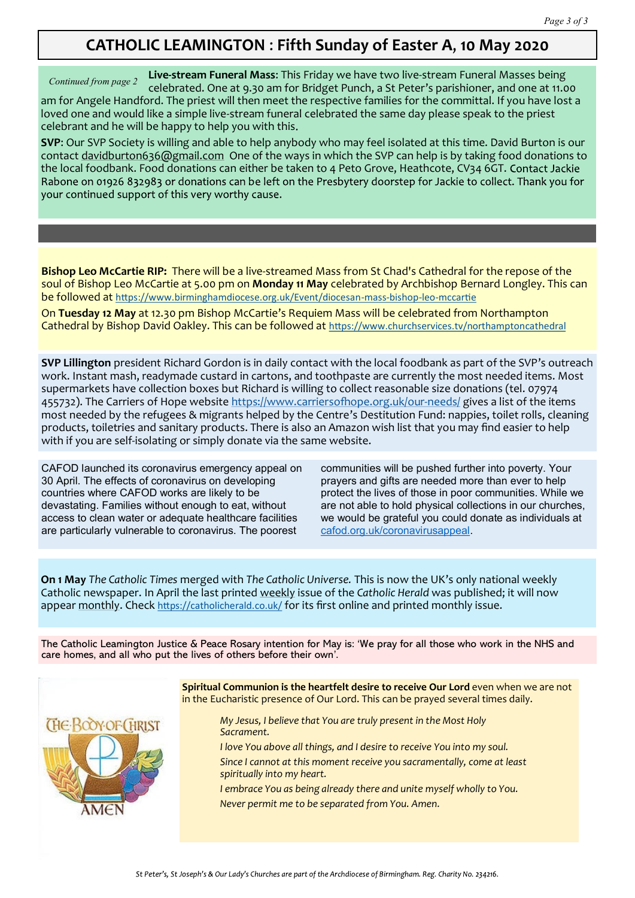# CATHOLIC LEAMINGTON : Fifth Sunday of Easter A, 10 May 2020

*Continued from page 2* **Live-stream Funeral Mass:** This Friday we have two live-stream Funeral Masses being celebrated. One at 9.30 am for Bridget Punch, a St Peter's parishioner, and one at 11.00 am for Angele Handford. The priest will then meet the respective families for the committal. If you have lost a loved one and would like a simple live-stream funeral celebrated the same day please speak to the priest celebrant and he will be happy to help you with this.

**SVP**: Our SVP Society is willing and able to help anybody who may feel isolated at this time. David Burton is our contact davidburton636@gmail.com One of the ways in which the SVP can help is by taking food donations to the local foodbank. Food donations can either be taken to 4 Peto Grove, Heathcote, CV34 6GT. Contact Jackie Rabone on 01926 832983 or donations can be left on the Presbytery doorstep for Jackie to collect. Thank you for your continued support of this very worthy cause.

**Bishop Leo McCartie RIP:** There will be a live-streamed Mass from St Chad's Cathedral for the repose of the soul of Bishop Leo McCartie at 5.00 pm on **Monday 11 May** celebrated by Archbishop Bernard Longley. This can be followed at https://www.birminghamdiocese.org.uk/Event/diocesan-mass-bishop-leo-mccartie

On **Tuesday 12 May** at 12.30 pm Bishop McCartie's Requiem Mass will be celebrated from Northampton Cathedral by Bishop David Oakley. This can be followed at https://www.churchservices.tv/northamptoncathedral

**SVP Lillington** president Richard Gordon is in daily contact with the local foodbank as part of the SVP's outreach work. Instant mash, readymade custard in cartons, and toothpaste are currently the most needed items. Most supermarkets have collection boxes but Richard is willing to collect reasonable size donations (tel. 07974 455732). The Carriers of Hope website https://www.carriersofhope.org.uk/our-needs/ gives a list of the items most needed by the refugees & migrants helped by the Centre's Destitution Fund: nappies, toilet rolls, cleaning products, toiletries and sanitary products. There is also an Amazon wish list that you may find easier to help with if you are self-isolating or simply donate via the same website.

CAFOD launched its coronavirus emergency appeal on 30 April. The effects of coronavirus on developing countries where CAFOD works are likely to be devastating. Families without enough to eat, without access to clean water or adequate healthcare facilities are particularly vulnerable to coronavirus. The poorest communities will be pushed further into poverty. Your prayers and gifts are needed more than ever to help protect the lives of those in poor communities. While we are not able to hold physical collections in our churches, we would be grateful you could donate as individuals at cafod.org.uk/coronavirusappeal.

**On 1 May** *The Catholic Times* merged with *The Catholic Universe.* This is now the UK's only national weekly Catholic newspaper. In April the last printed weekly issue of the *Catholic Herald* was published; it will now appear monthly. Check https://catholicherald.co.uk/ for its first online and printed monthly issue.

The Catholic Leamington Justice & Peace Rosary intention for May is: 'We pray for all those who work in the NHS and care homes, and all who put the lives of others before their own'.

THE BODY OF CHRIST
AMEN

**Spiritual Communion is the heartfelt desire to receive Our Lord** even when we are not in the Eucharistic presence of Our Lord. This can be prayed several times daily.

*My Jesus, I believe that You are truly present in the Most Holy Sacrament.*

*I love You above all things, and I desire to receive You into my soul.*

*Since I cannot at this moment receive you sacramentally, come at least spiritually into my heart.*

*I embrace You as being already there and unite myself wholly to You.*

*Never permit me to be separated from You. Amen.*

*St Peter's, St Joseph's & Our Lady's Churches are part of the Archdiocese of Birmingham. Reg. Charity No. 234216.*